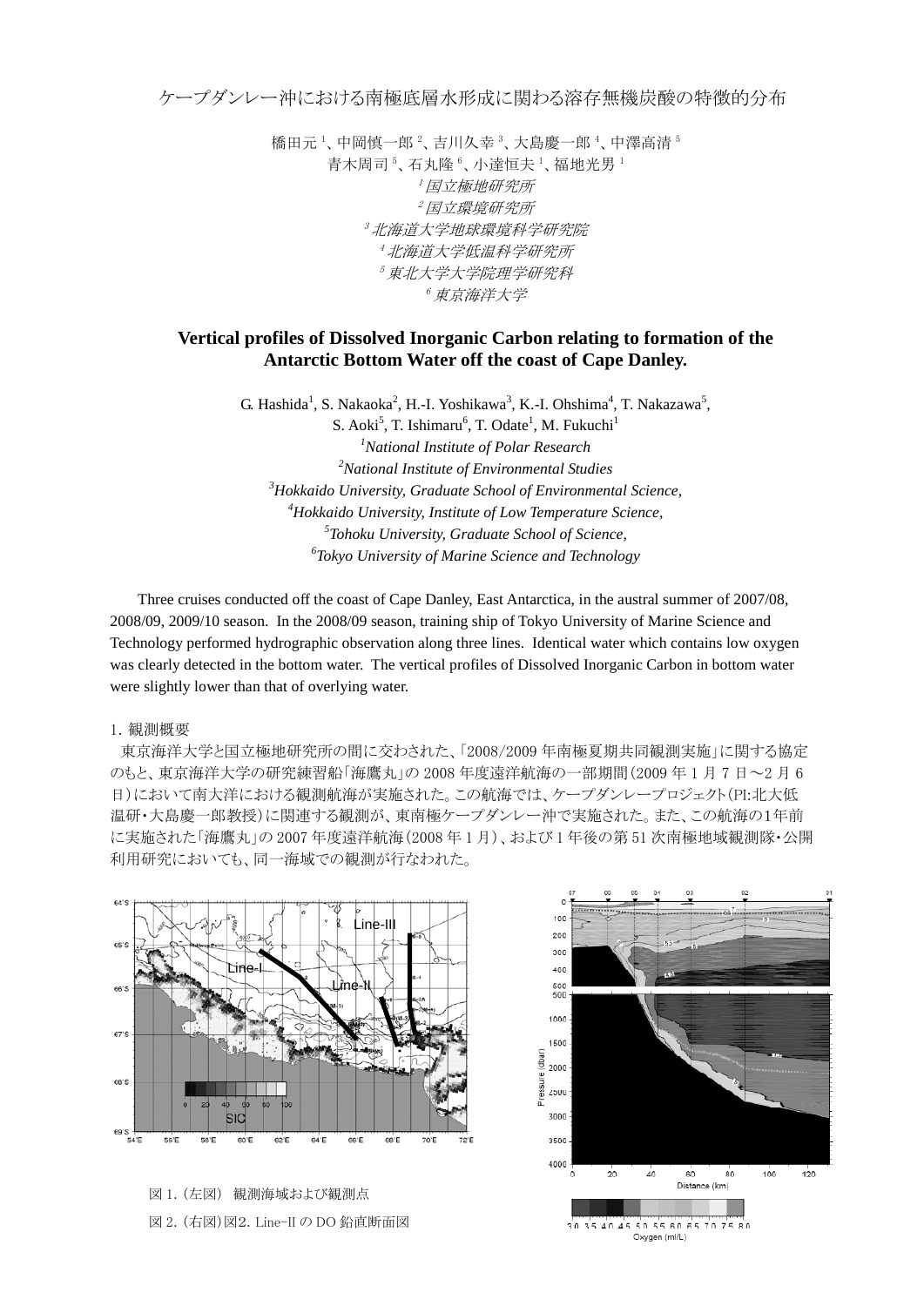# ケープダンレー沖における南極底層水形成に関わる溶存無機炭酸の特徴的分布

橋田元[1]、中岡慎一郎[2]、吉川久幸[3]、大島慶一郎[4]、中澤高清[5]
青木周司[5]、石丸隆[6]、小達恒夫[1]、福地光男[1]

[1] *国立極地研究所*
[2] *国立環境研究所*
[3] *北海道大学地球環境科学研究院*
[4] *北海道大学低温科学研究所*
[5] *東北大学大学院理学研究科*
[6] *東京海洋大学*

## Vertical profiles of Dissolved Inorganic Carbon relating to formation of the Antarctic Bottom Water off the coast of Cape Danley.

G. Hashida[1], S. Nakaoka[2], H.-I. Yoshikawa[3], K.-I. Ohshima[4], T. Nakazawa[5], S. Aoki[5], T. Ishimaru[6], T. Odate[1], M. Fukuchi[1]

[1] *National Institute of Polar Research*
[2] *National Institute of Environmental Studies*
[3] *Hokkaido University, Graduate School of Environmental Science,*
[4] *Hokkaido University, Institute of Low Temperature Science,*
[5] *Tohoku University, Graduate School of Science,*
[6] *Tokyo University of Marine Science and Technology*

Three cruises conducted off the coast of Cape Danley, East Antarctica, in the austral summer of 2007/08, 2008/09, 2009/10 season. In the 2008/09 season, training ship of Tokyo University of Marine Science and Technology performed hydrographic observation along three lines. Identical water which contains low oxygen was clearly detected in the bottom water. The vertical profiles of Dissolved Inorganic Carbon in bottom water were slightly lower than that of overlying water.

1. 観測概要

東京海洋大学と国立極地研究所の間に交わされた、「2008/2009 年南極夏期共同観測実施」に関する協定のもと、東京海洋大学の研究練習船「海鷹丸」の 2008 年度遠洋航海の一部期間（2009 年 1 月 7 日〜2 月 6 日）において南大洋における観測航海が実施された。この航海では、ケープダンレープロジェクト（PI:北大低温研・大島慶一郎教授）に関連する観測が、東南極ケープダンレー沖で実施された。また、この航海の1年前に実施された「海鷹丸」の 2007 年度遠洋航海（2008 年 1 月）、および 1 年後の第 51 次南極地域観測隊・公開利用研究においても、同一海域での観測が行なわれた。

図 1.（左図） 観測海域および観測点

図 2.（右図）図2. Line-II の DO 鉛直断面図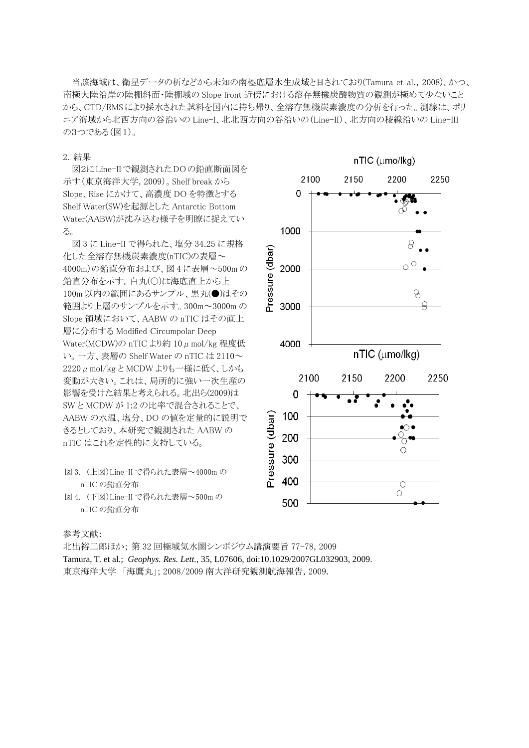当該海域は、衛星データの析などから未知の南極底層水生成域と目されており(Tamura et al., 2008)、かつ、南極大陸沿岸の陸棚斜面・陸棚域の Slope front 近傍における溶存無機炭酸物質の観測が極めて少ないことから、CTD/RMS により採水された試料を国内に持ち帰り、全溶存無機炭素濃度の分析を行った。測線は、ポリニア海域から北西方向の谷沿いの Line-I、北北西方向の谷沿いの(Line-II)、北方向の稜線沿いの Line-III の3つである(図1)。

## 2. 結果

図2にLine-IIで観測されたDOの鉛直断面図を示す(東京海洋大学, 2009)。Shelf break から Slope、Rise にかけて、高濃度 DO を特徴とする Shelf Water(SW)を起源とした Antarctic Bottom Water(AABW)が沈み込む様子を明瞭に捉えている。

図 3 に Line-II で得られた、塩分 34.25 に規格化した全溶存無機炭素濃度(nTIC)の表層～4000m)の鉛直分布および、図 4 に表層～500m の鉛直分布を示す。白丸(○)は海底直上から上 100m 以内の範囲にあるサンプル、黒丸(●)はその範囲より上層のサンプルを示す。300m～3000m の Slope 領域において、AABW の nTIC はその直上層に分布する Modified Circumpolar Deep Water(MCDW)の nTIC より約 10 μ mol/kg 程度低い。一方、表層の Shelf Water の nTIC は 2110～2220 μ mol/kg と MCDW よりも一様に低く、しかも変動が大きい。これは、局所的に強い一次生産の影響を受けた結果と考えられる。北出ら(2009)は SW と MCDW が 1:2 の比率で混合されることで、AABW の水温、塩分、DO の値を定量的に説明できるとしており、本研究で観測された AABW の nTIC はこれを定性的に支持している。

nTIC (μmo/lkg)
2100 2150 2200 2250
Pressure (dbar)
0 1000 2000 3000 4000

nTIC (μmo/lkg)
2100 2150 2200 2250
Pressure (dbar)
0 100 200 300 400 500

図 3.（上図）Line-II で得られた表層～4000m の nTIC の鉛直分布
図 4.（下図）Line-II で得られた表層～500m の nTIC の鉛直分布

参考文献:

北出裕二郎ほか; 第 32 回極域気水圏シンポジウム講演要旨 77-78, 2009

Tamura, T. et al.; *Geophys. Res. Lett.*, 35, L07606, doi:10.1029/2007GL032903, 2009.

東京海洋大学 「海鷹丸」; 2008/2009 南大洋研究観測航海報告, 2009.